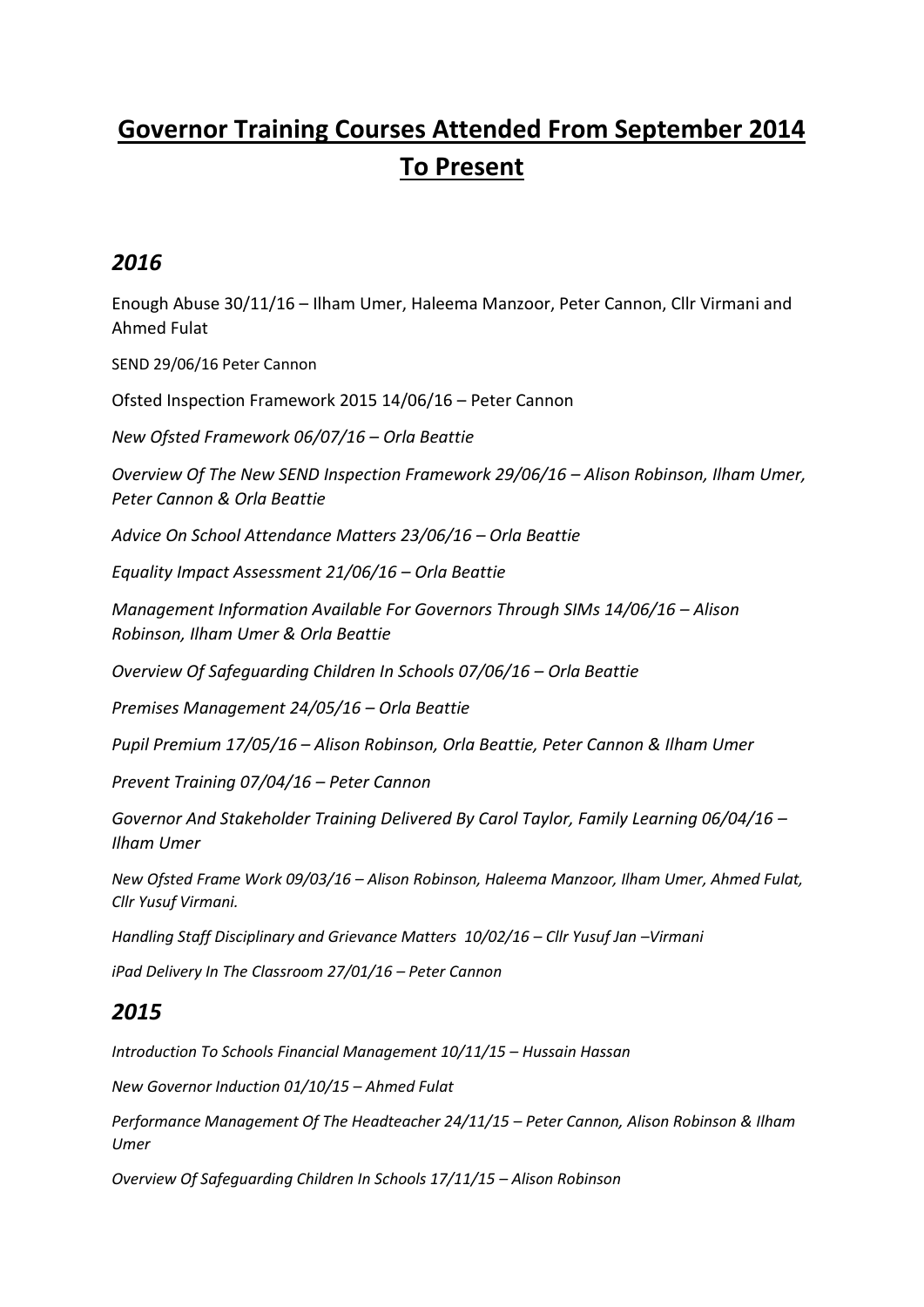# **Governor Training Courses Attended From September 2014 To Present**

## *2016*

Enough Abuse 30/11/16 – Ilham Umer, Haleema Manzoor, Peter Cannon, Cllr Virmani and Ahmed Fulat

SEND 29/06/16 Peter Cannon

Ofsted Inspection Framework 2015 14/06/16 – Peter Cannon

*New Ofsted Framework 06/07/16 – Orla Beattie*

*Overview Of The New SEND Inspection Framework 29/06/16 – Alison Robinson, Ilham Umer, Peter Cannon & Orla Beattie*

*Advice On School Attendance Matters 23/06/16 – Orla Beattie*

*Equality Impact Assessment 21/06/16 – Orla Beattie*

*Management Information Available For Governors Through SIMs 14/06/16 – Alison Robinson, Ilham Umer & Orla Beattie*

*Overview Of Safeguarding Children In Schools 07/06/16 – Orla Beattie*

*Premises Management 24/05/16 – Orla Beattie*

*Pupil Premium 17/05/16 – Alison Robinson, Orla Beattie, Peter Cannon & Ilham Umer*

*Prevent Training 07/04/16 – Peter Cannon*

*Governor And Stakeholder Training Delivered By Carol Taylor, Family Learning 06/04/16 – Ilham Umer*

*New Ofsted Frame Work 09/03/16 – Alison Robinson, Haleema Manzoor, Ilham Umer, Ahmed Fulat, Cllr Yusuf Virmani.*

*Handling Staff Disciplinary and Grievance Matters 10/02/16 – Cllr Yusuf Jan –Virmani*

*iPad Delivery In The Classroom 27/01/16 – Peter Cannon*

## *2015*

*Introduction To Schools Financial Management 10/11/15 – Hussain Hassan*

*New Governor Induction 01/10/15 – Ahmed Fulat*

*Performance Management Of The Headteacher 24/11/15 – Peter Cannon, Alison Robinson & Ilham Umer*

*Overview Of Safeguarding Children In Schools 17/11/15 – Alison Robinson*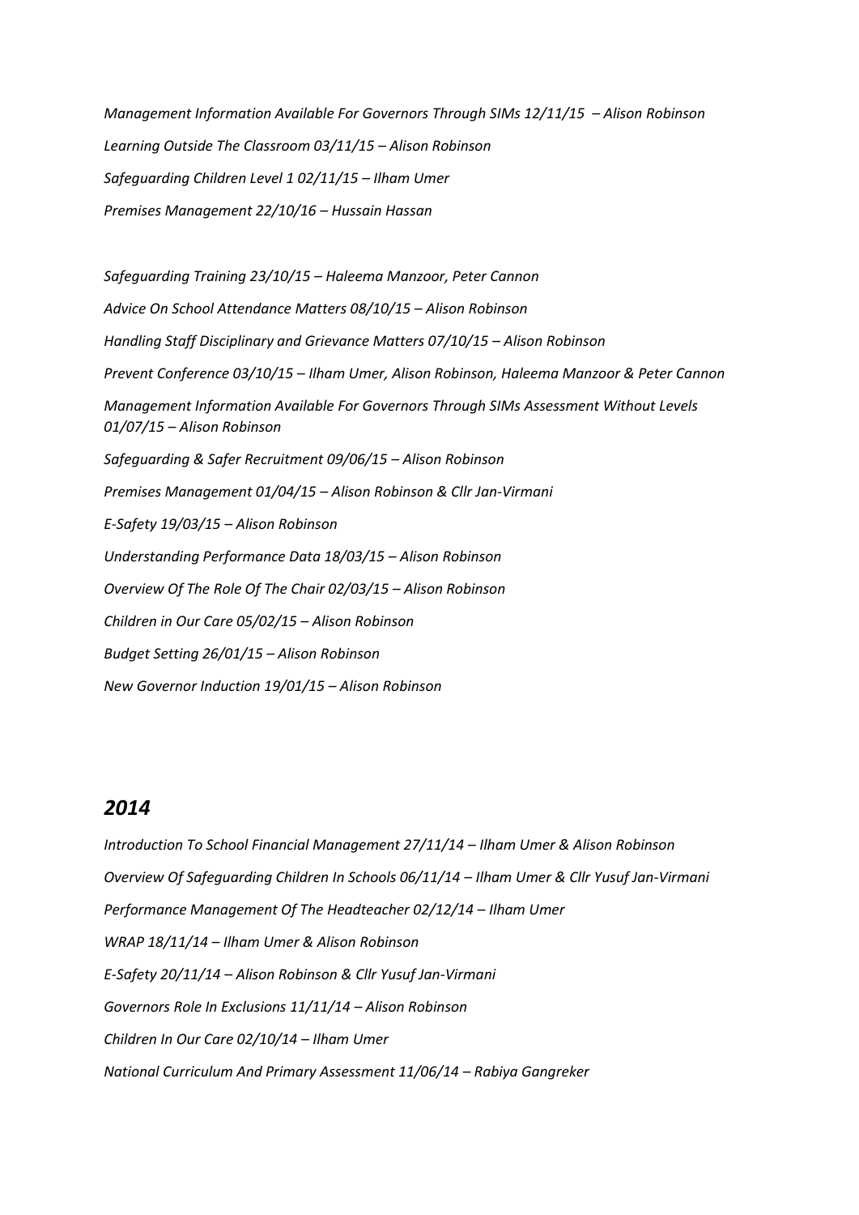*Management Information Available For Governors Through SIMs 12/11/15 – Alison Robinson*

*Learning Outside The Classroom 03/11/15 – Alison Robinson*

*Safeguarding Children Level 1 02/11/15 – Ilham Umer*

*Premises Management 22/10/16 – Hussain Hassan*

*Safeguarding Training 23/10/15 – Haleema Manzoor, Peter Cannon*

*Advice On School Attendance Matters 08/10/15 – Alison Robinson*

*Handling Staff Disciplinary and Grievance Matters 07/10/15 – Alison Robinson*

*Prevent Conference 03/10/15 – Ilham Umer, Alison Robinson, Haleema Manzoor & Peter Cannon*

*Management Information Available For Governors Through SIMs Assessment Without Levels 01/07/15 – Alison Robinson*

*Safeguarding & Safer Recruitment 09/06/15 – Alison Robinson*

*Premises Management 01/04/15 – Alison Robinson & Cllr Jan-Virmani*

*E-Safety 19/03/15 – Alison Robinson*

*Understanding Performance Data 18/03/15 – Alison Robinson*

*Overview Of The Role Of The Chair 02/03/15 – Alison Robinson*

*Children in Our Care 05/02/15 – Alison Robinson*

*Budget Setting 26/01/15 – Alison Robinson*

*New Governor Induction 19/01/15 – Alison Robinson*

## *2014*

*Introduction To School Financial Management 27/11/14 – Ilham Umer & Alison Robinson*

*Overview Of Safeguarding Children In Schools 06/11/14 – Ilham Umer & Cllr Yusuf Jan-Virmani*

*Performance Management Of The Headteacher 02/12/14 – Ilham Umer*

*WRAP 18/11/14 – Ilham Umer & Alison Robinson*

*E-Safety 20/11/14 – Alison Robinson & Cllr Yusuf Jan-Virmani*

*Governors Role In Exclusions 11/11/14 – Alison Robinson*

*Children In Our Care 02/10/14 – Ilham Umer*

*National Curriculum And Primary Assessment 11/06/14 – Rabiya Gangreker*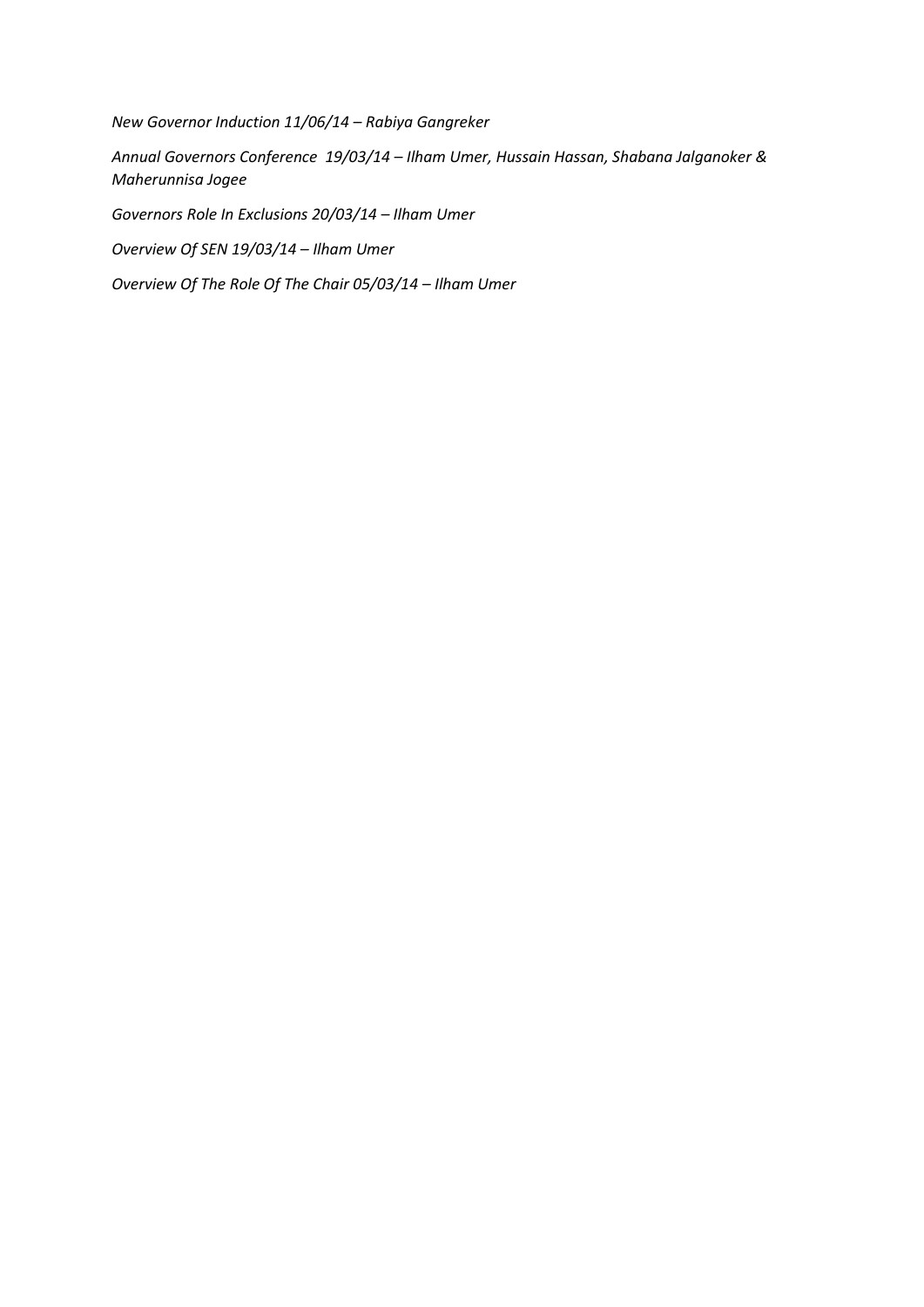*New Governor Induction 11/06/14 – Rabiya Gangreker*

*Annual Governors Conference 19/03/14 – Ilham Umer, Hussain Hassan, Shabana Jalganoker & Maherunnisa Jogee*

*Governors Role In Exclusions 20/03/14 – Ilham Umer*

*Overview Of SEN 19/03/14 – Ilham Umer*

*Overview Of The Role Of The Chair 05/03/14 – Ilham Umer*